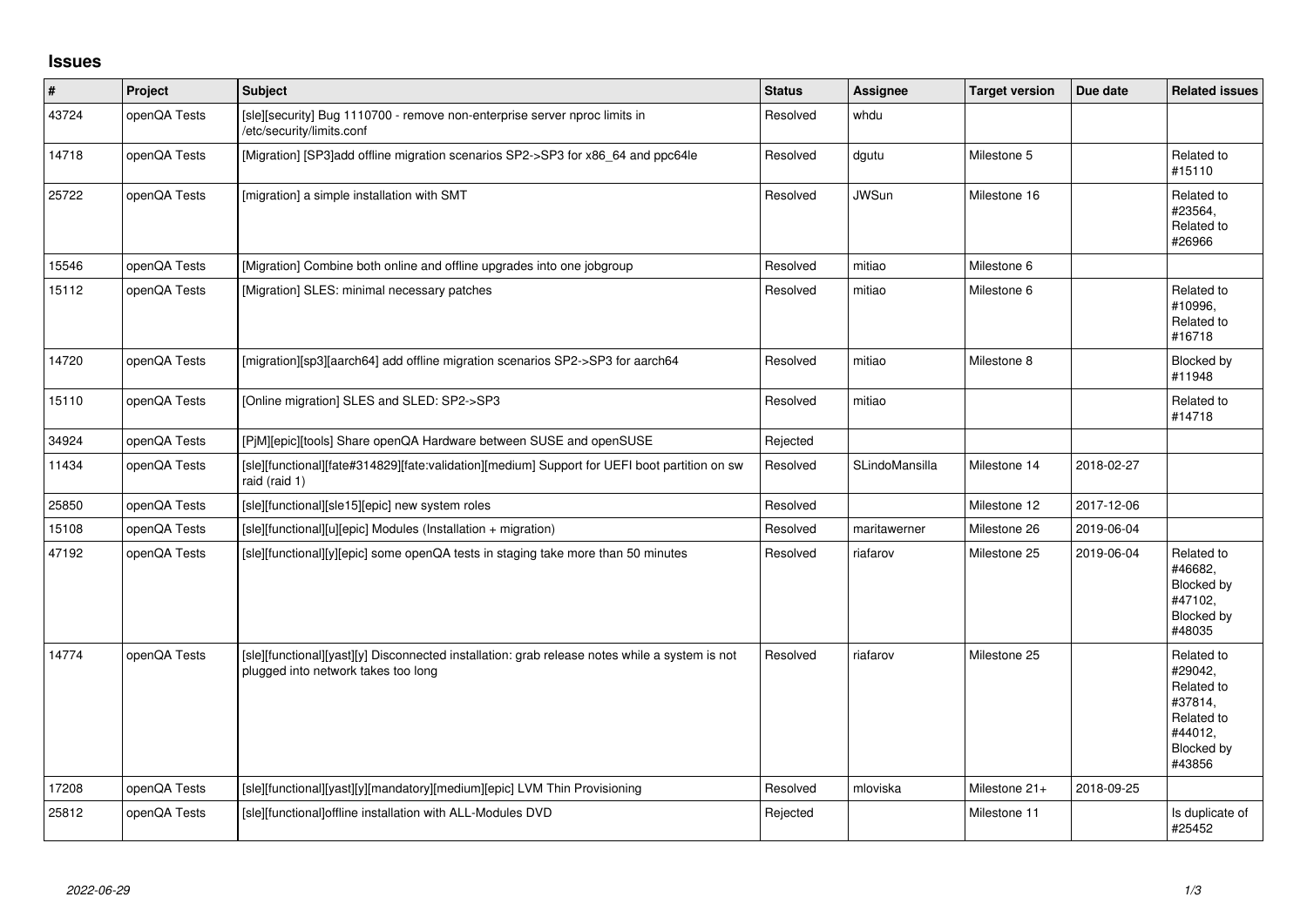## Issues

| # | Project | Subject | Status | Assignee | Target version | Due date | Related issues |
|---|---|---|---|---|---|---|---|
| 43724 | openQA Tests | [sle][security] Bug 1110700 - remove non-enterprise server nproc limits in /etc/security/limits.conf | Resolved | whdu | | | |
| 14718 | openQA Tests | [Migration] [SP3]add offline migration scenarios SP2->SP3 for x86_64 and ppc64le | Resolved | dgutu | Milestone 5 | | Related to #15110 |
| 25722 | openQA Tests | [migration] a simple installation with SMT | Resolved | JWSun | Milestone 16 | | Related to #23564, Related to #26966 |
| 15546 | openQA Tests | [Migration] Combine both online and offline upgrades into one jobgroup | Resolved | mitiao | Milestone 6 | | |
| 15112 | openQA Tests | [Migration] SLES: minimal necessary patches | Resolved | mitiao | Milestone 6 | | Related to #10996, Related to #16718 |
| 14720 | openQA Tests | [migration][sp3][aarch64] add offline migration scenarios SP2->SP3 for aarch64 | Resolved | mitiao | Milestone 8 | | Blocked by #11948 |
| 15110 | openQA Tests | [Online migration] SLES and SLED: SP2->SP3 | Resolved | mitiao | | | Related to #14718 |
| 34924 | openQA Tests | [PjM][epic][tools] Share openQA Hardware between SUSE and openSUSE | Rejected | | | | |
| 11434 | openQA Tests | [sle][functional][fate#314829][fate:validation][medium] Support for UEFI boot partition on sw raid (raid 1) | Resolved | SLindoMansilla | Milestone 14 | 2018-02-27 | |
| 25850 | openQA Tests | [sle][functional][sle15][epic] new system roles | Resolved | | Milestone 12 | 2017-12-06 | |
| 15108 | openQA Tests | [sle][functional][u][epic] Modules (Installation + migration) | Resolved | maritawerner | Milestone 26 | 2019-06-04 | |
| 47192 | openQA Tests | [sle][functional][y][epic] some openQA tests in staging take more than 50 minutes | Resolved | riafarov | Milestone 25 | 2019-06-04 | Related to #46682, Blocked by #47102, Blocked by #48035 |
| 14774 | openQA Tests | [sle][functional][yast][y] Disconnected installation: grab release notes while a system is not plugged into network takes too long | Resolved | riafarov | Milestone 25 | | Related to #29042, Related to #37814, Related to #44012, Blocked by #43856 |
| 17208 | openQA Tests | [sle][functional][yast][y][mandatory][medium][epic] LVM Thin Provisioning | Resolved | mloviska | Milestone 21+ | 2018-09-25 | |
| 25812 | openQA Tests | [sle][functional]offline installation with ALL-Modules DVD | Rejected | | Milestone 11 | | Is duplicate of #25452 |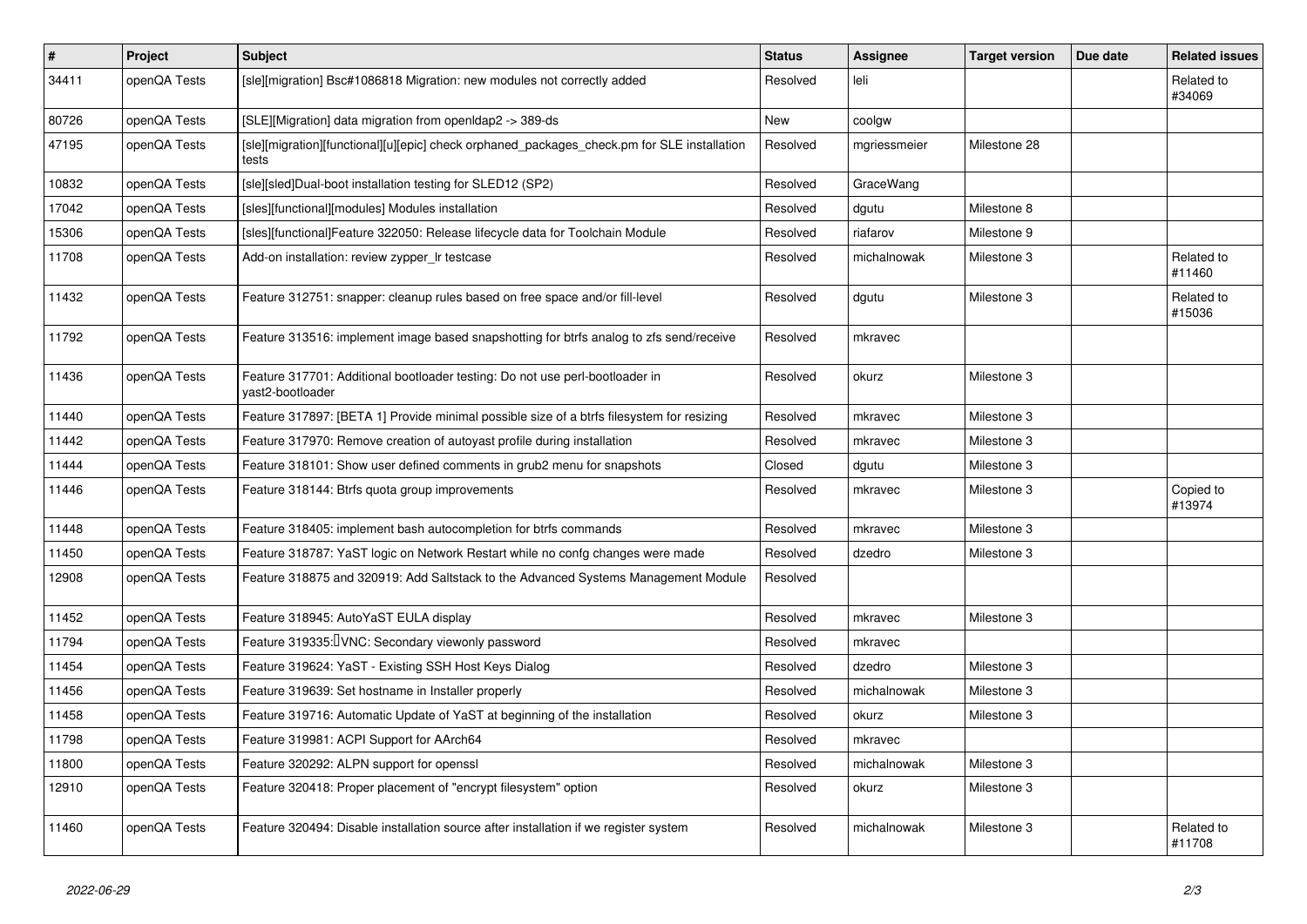| # | Project | Subject | Status | Assignee | Target version | Due date | Related issues |
|---|---|---|---|---|---|---|---|
| 34411 | openQA Tests | [sle][migration] Bsc#1086818 Migration: new modules not correctly added | Resolved | leli | | | Related to #34069 |
| 80726 | openQA Tests | [SLE][Migration] data migration from openldap2 -> 389-ds | New | coolgw | | | |
| 47195 | openQA Tests | [sle][migration][functional][u][epic] check orphaned_packages_check.pm for SLE installation tests | Resolved | mgriessmeier | Milestone 28 | | |
| 10832 | openQA Tests | [sle][sled]Dual-boot installation testing for SLED12 (SP2) | Resolved | GraceWang | | | |
| 17042 | openQA Tests | [sles][functional][modules] Modules installation | Resolved | dgutu | Milestone 8 | | |
| 15306 | openQA Tests | [sles][functional]Feature 322050: Release lifecycle data for Toolchain Module | Resolved | riafarov | Milestone 9 | | |
| 11708 | openQA Tests | Add-on installation: review zypper_lr testcase | Resolved | michalnowak | Milestone 3 | | Related to #11460 |
| 11432 | openQA Tests | Feature 312751: snapper: cleanup rules based on free space and/or fill-level | Resolved | dgutu | Milestone 3 | | Related to #15036 |
| 11792 | openQA Tests | Feature 313516: implement image based snapshotting for btrfs analog to zfs send/receive | Resolved | mkravec | | | |
| 11436 | openQA Tests | Feature 317701: Additional bootloader testing: Do not use perl-bootloader in yast2-bootloader | Resolved | okurz | Milestone 3 | | |
| 11440 | openQA Tests | Feature 317897: [BETA 1] Provide minimal possible size of a btrfs filesystem for resizing | Resolved | mkravec | Milestone 3 | | |
| 11442 | openQA Tests | Feature 317970: Remove creation of autoyast profile during installation | Resolved | mkravec | Milestone 3 | | |
| 11444 | openQA Tests | Feature 318101: Show user defined comments in grub2 menu for snapshots | Closed | dgutu | Milestone 3 | | |
| 11446 | openQA Tests | Feature 318144: Btrfs quota group improvements | Resolved | mkravec | Milestone 3 | | Copied to #13974 |
| 11448 | openQA Tests | Feature 318405: implement bash autocompletion for btrfs commands | Resolved | mkravec | Milestone 3 | | |
| 11450 | openQA Tests | Feature 318787: YaST logic on Network Restart while no confg changes were made | Resolved | dzedro | Milestone 3 | | |
| 12908 | openQA Tests | Feature 318875 and 320919: Add Saltstack to the Advanced Systems Management Module | Resolved | | | | |
| 11452 | openQA Tests | Feature 318945: AutoYaST EULA display | Resolved | mkravec | Milestone 3 | | |
| 11794 | openQA Tests | Feature 319335: VNC: Secondary viewonly password | Resolved | mkravec | | | |
| 11454 | openQA Tests | Feature 319624: YaST - Existing SSH Host Keys Dialog | Resolved | dzedro | Milestone 3 | | |
| 11456 | openQA Tests | Feature 319639: Set hostname in Installer properly | Resolved | michalnowak | Milestone 3 | | |
| 11458 | openQA Tests | Feature 319716: Automatic Update of YaST at beginning of the installation | Resolved | okurz | Milestone 3 | | |
| 11798 | openQA Tests | Feature 319981: ACPI Support for AArch64 | Resolved | mkravec | | | |
| 11800 | openQA Tests | Feature 320292: ALPN support for openssl | Resolved | michalnowak | Milestone 3 | | |
| 12910 | openQA Tests | Feature 320418: Proper placement of "encrypt filesystem" option | Resolved | okurz | Milestone 3 | | |
| 11460 | openQA Tests | Feature 320494: Disable installation source after installation if we register system | Resolved | michalnowak | Milestone 3 | | Related to #11708 |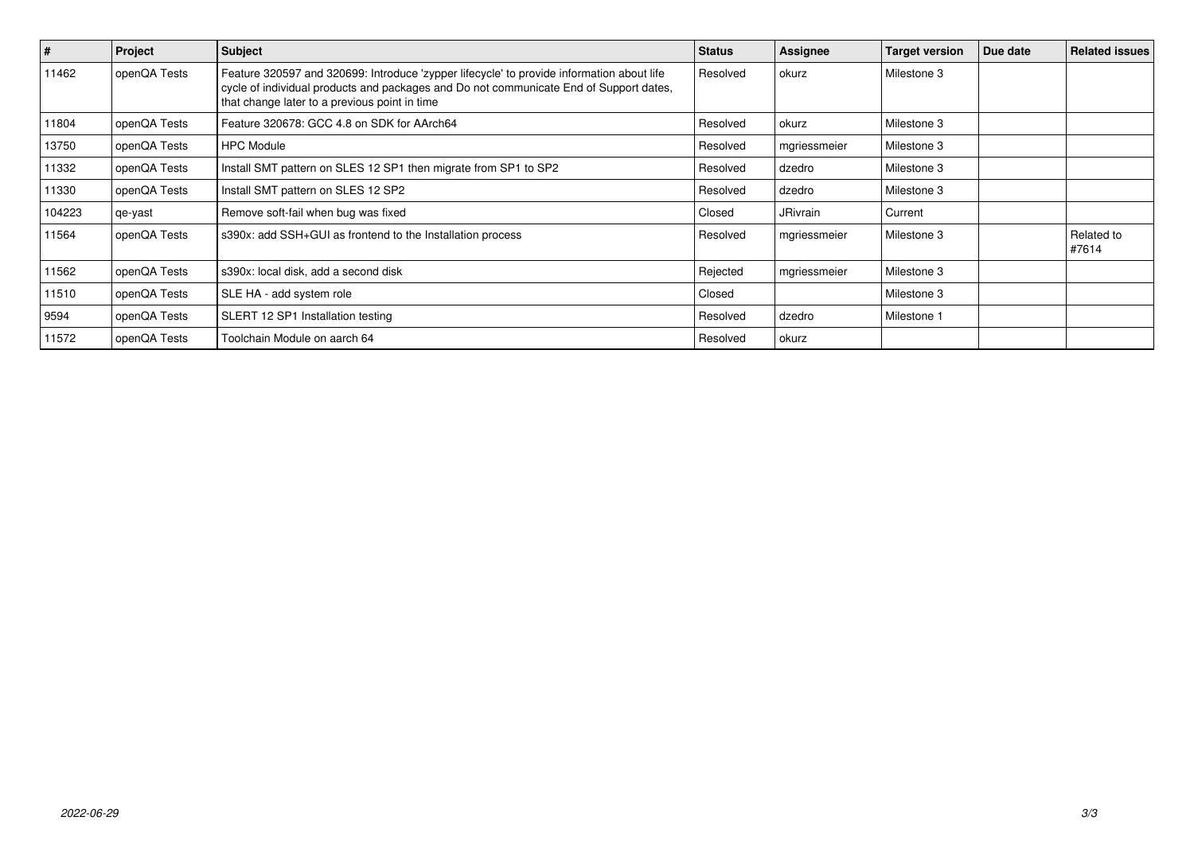| # | Project | Subject | Status | Assignee | Target version | Due date | Related issues |
|---|---|---|---|---|---|---|---|
| 11462 | openQA Tests | Feature 320597 and 320699: Introduce 'zypper lifecycle' to provide information about life cycle of individual products and packages and Do not communicate End of Support dates, that change later to a previous point in time | Resolved | okurz | Milestone 3 | | |
| 11804 | openQA Tests | Feature 320678: GCC 4.8 on SDK for AArch64 | Resolved | okurz | Milestone 3 | | |
| 13750 | openQA Tests | HPC Module | Resolved | mgriessmeier | Milestone 3 | | |
| 11332 | openQA Tests | Install SMT pattern on SLES 12 SP1 then migrate from SP1 to SP2 | Resolved | dzedro | Milestone 3 | | |
| 11330 | openQA Tests | Install SMT pattern on SLES 12 SP2 | Resolved | dzedro | Milestone 3 | | |
| 104223 | qe-yast | Remove soft-fail when bug was fixed | Closed | JRivrain | Current | | |
| 11564 | openQA Tests | s390x: add SSH+GUI as frontend to the Installation process | Resolved | mgriessmeier | Milestone 3 | | Related to #7614 |
| 11562 | openQA Tests | s390x: local disk, add a second disk | Rejected | mgriessmeier | Milestone 3 | | |
| 11510 | openQA Tests | SLE HA - add system role | Closed | | Milestone 3 | | |
| 9594 | openQA Tests | SLERT 12 SP1 Installation testing | Resolved | dzedro | Milestone 1 | | |
| 11572 | openQA Tests | Toolchain Module on aarch 64 | Resolved | okurz | | | |